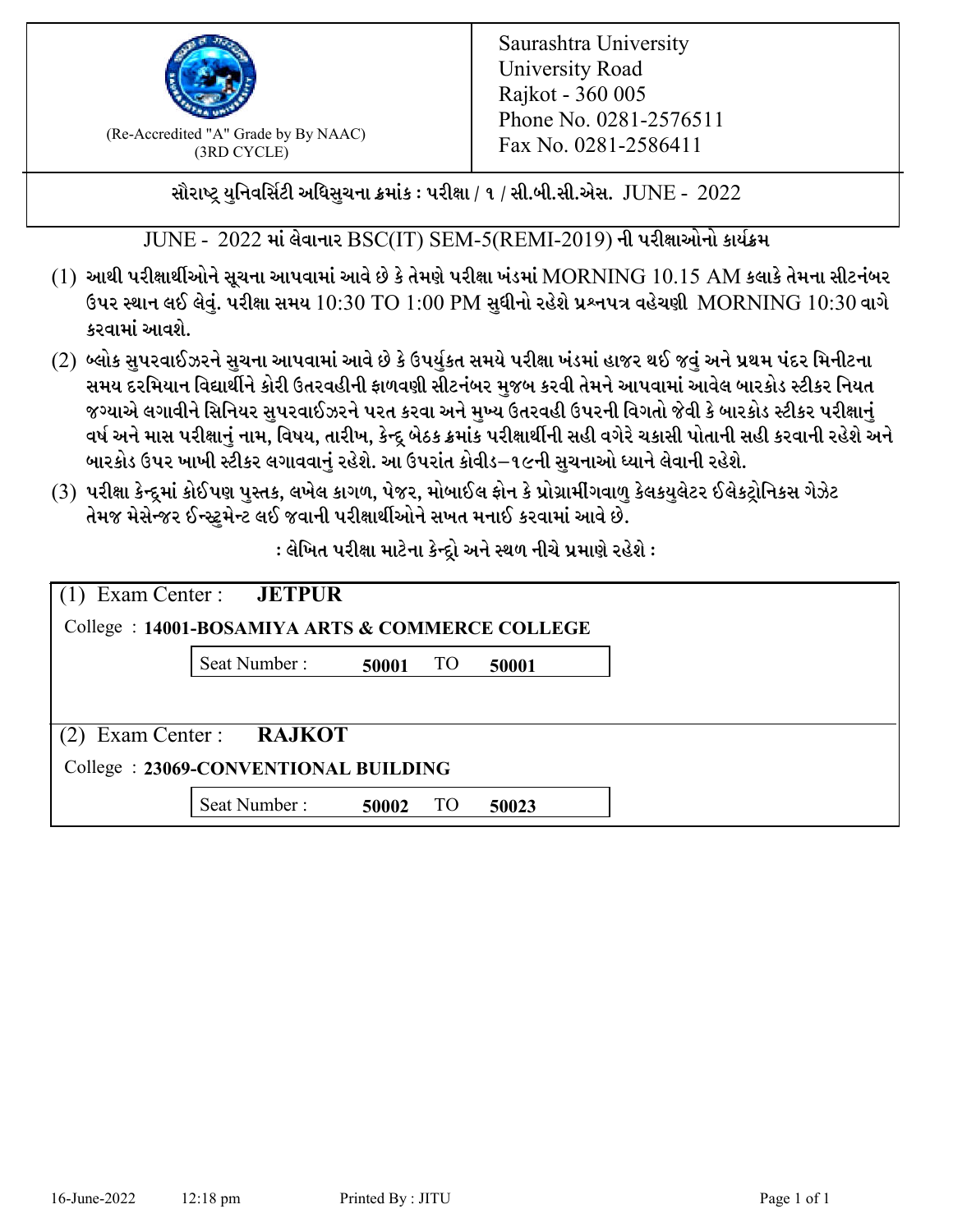(Re-Accredited "A" Grade by By NAAC)
(3RD CYCLE)

Saurashtra University
University Road
Rajkot - 360 005
Phone No. 0281-2576511
Fax No. 0281-2586411

**સૌરાષ્ટ્ર યુનિવર્સિટી અધિસુચના ક્રમાંક : પરીક્ષા / ૧ / સી.બી.સી.એસ. JUNE - 2022**

JUNE - 2022 માં લેવાનાર BSC(IT) SEM-5(REMI-2019) ની પરીક્ષાઓનો કાર્યક્રમ

(1) આથી પરીક્ષાર્થીઓને સૂચના આપવામાં આવે છે કે તેમણે પરીક્ષા ખંડમાં MORNING 10.15 AM કલાકે તેમના સીટનંબર ઉપર સ્થાન લઈ લેવું. પરીક્ષા સમય 10:30 TO 1:00 PM સુધીનો રહેશે પ્રશ્નપત્ર વહેચણી MORNING 10:30 વાગે કરવામાં આવશે.

(2) બ્લોક સુપરવાઈઝરને સુચના આપવામાં આવે છે કે ઉપર્યુકત સમયે પરીક્ષા ખંડમાં હાજર થઈ જવું અને પ્રથમ પંદર મિનીટના સમય દરમિયાન વિદ્યાર્થીને કોરી ઉતરવહીની ફાળવણી સીટનંબર મુજબ કરવી તેમને આપવામાં આવેલ બારકોડ સ્ટીકર નિયત જગ્યાએ લગાવીને સિનિયર સુપરવાઈઝરને પરત કરવા અને મુખ્ય ઉતરવહી ઉપરની વિગતો જેવી કે બારકોડ સ્ટીકર પરીક્ષાનું વર્ષ અને માસ પરીક્ષાનું નામ, વિષય, તારીખ, કેન્દ્ર બેઠક ક્રમાંક પરીક્ષાર્થીની સહી વગેરે ચકાસી પોતાની સહી કરવાની રહેશે અને બારકોડ ઉપર ખાખી સ્ટીકર લગાવવાનું રહેશે. આ ઉપરાંત કોવીડ–૧૯ની સુચનાઓ ધ્યાને લેવાની રહેશે.

(3) પરીક્ષા કેન્દ્રમાં કોઈપણ પુસ્તક, લખેલ કાગળ, પેજર, મોબાઈલ ફોન કે પ્રોગ્રામીંગવાળુ કેલકયુલેટર ઈલેકટ્રોનિકસ ગેઝેટ તેમજ મેસેન્જર ઈન્સ્ટ્રુમેન્ટ લઈ જવાની પરીક્ષાર્થીઓને સખત મનાઈ કરવામાં આવે છે.

**: લેખિત પરીક્ષા માટેના કેન્દ્રો અને સ્થળ નીચે પ્રમાણે રહેશે :**

(1) Exam Center : **JETPUR**

College : **14001-BOSAMIYA ARTS & COMMERCE COLLEGE**

| Seat Number : | 50001 | TO | 50001 |
|---|---|---|---|

(2) Exam Center : **RAJKOT**

College : **23069-CONVENTIONAL BUILDING**

| Seat Number : | 50002 | TO | 50023 |
|---|---|---|---|

16-June-2022 12:18 pm Printed By : JITU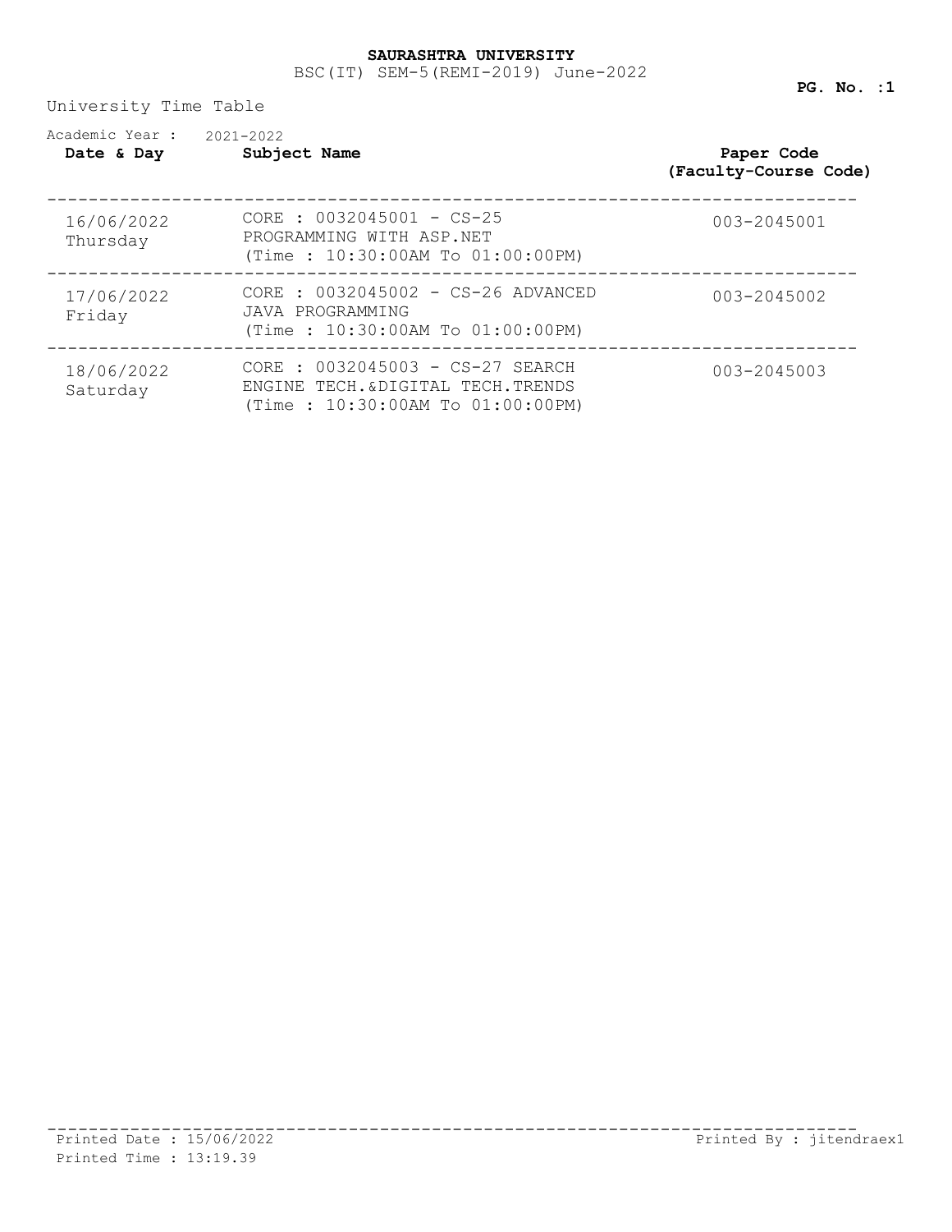# SAURASHTRA UNIVERSITY

BSC(IT) SEM-5(REMI-2019) June-2022

University Time Table

Academic Year : 2021-2022

| Date & Day | Subject Name | Paper Code (Faculty-Course Code) |
|---|---|---|
| 16/06/2022 Thursday | CORE : 0032045001 - CS-25 PROGRAMMING WITH ASP.NET (Time : 10:30:00AM To 01:00:00PM) | 003-2045001 |
| 17/06/2022 Friday | CORE : 0032045002 - CS-26 ADVANCED JAVA PROGRAMMING (Time : 10:30:00AM To 01:00:00PM) | 003-2045002 |
| 18/06/2022 Saturday | CORE : 0032045003 - CS-27 SEARCH ENGINE TECH.&DIGITAL TECH.TRENDS (Time : 10:30:00AM To 01:00:00PM) | 003-2045003 |

Printed Date : 15/06/2022
Printed Time : 13:19.39

Printed By : jitendraex1